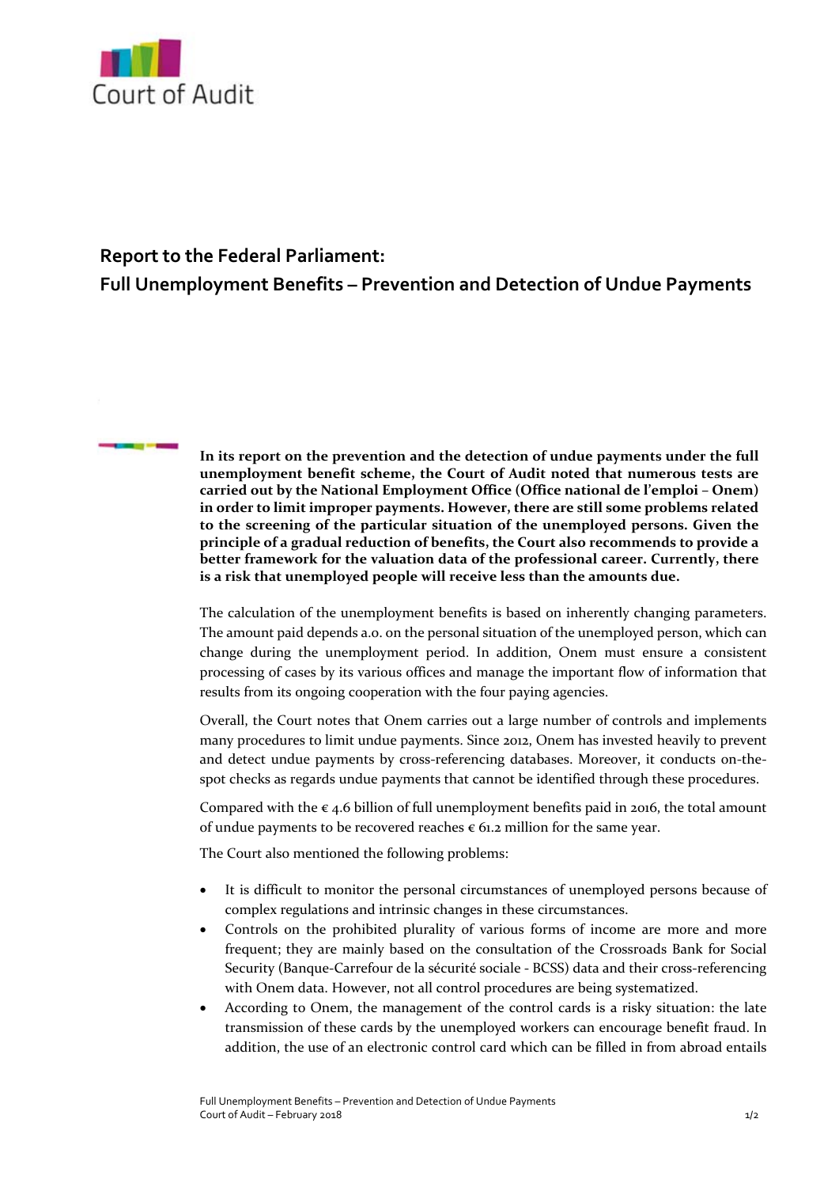Court of Audit

# Report to the Federal Parliament: Full Unemployment Benefits – Prevention and Detection of Undue Payments

**In its report on the prevention and the detection of undue payments under the full unemployment benefit scheme, the Court of Audit noted that numerous tests are carried out by the National Employment Office (Office national de l'emploi – Onem) in order to limit improper payments. However, there are still some problems related to the screening of the particular situation of the unemployed persons. Given the principle of a gradual reduction of benefits, the Court also recommends to provide a better framework for the valuation data of the professional career. Currently, there is a risk that unemployed people will receive less than the amounts due.**

The calculation of the unemployment benefits is based on inherently changing parameters. The amount paid depends a.o. on the personal situation of the unemployed person, which can change during the unemployment period. In addition, Onem must ensure a consistent processing of cases by its various offices and manage the important flow of information that results from its ongoing cooperation with the four paying agencies.

Overall, the Court notes that Onem carries out a large number of controls and implements many procedures to limit undue payments. Since 2012, Onem has invested heavily to prevent and detect undue payments by cross-referencing databases. Moreover, it conducts on-the-spot checks as regards undue payments that cannot be identified through these procedures.

Compared with the € 4.6 billion of full unemployment benefits paid in 2016, the total amount of undue payments to be recovered reaches € 61.2 million for the same year.

The Court also mentioned the following problems:

- It is difficult to monitor the personal circumstances of unemployed persons because of complex regulations and intrinsic changes in these circumstances.
- Controls on the prohibited plurality of various forms of income are more and more frequent; they are mainly based on the consultation of the Crossroads Bank for Social Security (Banque-Carrefour de la sécurité sociale - BCSS) data and their cross-referencing with Onem data. However, not all control procedures are being systematized.
- According to Onem, the management of the control cards is a risky situation: the late transmission of these cards by the unemployed workers can encourage benefit fraud. In addition, the use of an electronic control card which can be filled in from abroad entails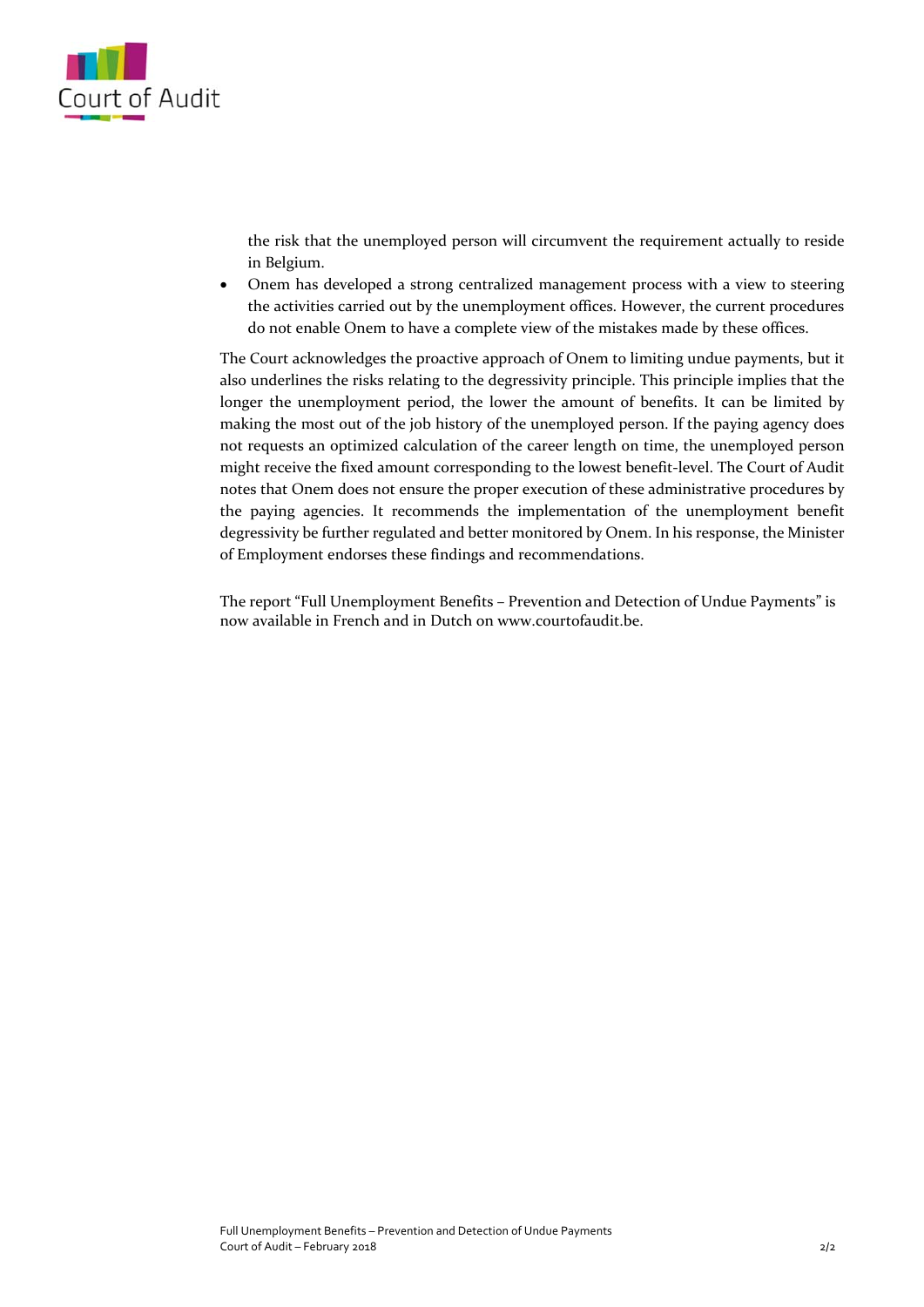the risk that the unemployed person will circumvent the requirement actually to reside in Belgium.

- Onem has developed a strong centralized management process with a view to steering the activities carried out by the unemployment offices. However, the current procedures do not enable Onem to have a complete view of the mistakes made by these offices.

The Court acknowledges the proactive approach of Onem to limiting undue payments, but it also underlines the risks relating to the degressivity principle. This principle implies that the longer the unemployment period, the lower the amount of benefits. It can be limited by making the most out of the job history of the unemployed person. If the paying agency does not requests an optimized calculation of the career length on time, the unemployed person might receive the fixed amount corresponding to the lowest benefit-level. The Court of Audit notes that Onem does not ensure the proper execution of these administrative procedures by the paying agencies. It recommends the implementation of the unemployment benefit degressivity be further regulated and better monitored by Onem. In his response, the Minister of Employment endorses these findings and recommendations.

The report "Full Unemployment Benefits – Prevention and Detection of Undue Payments" is now available in French and in Dutch on www.courtofaudit.be.